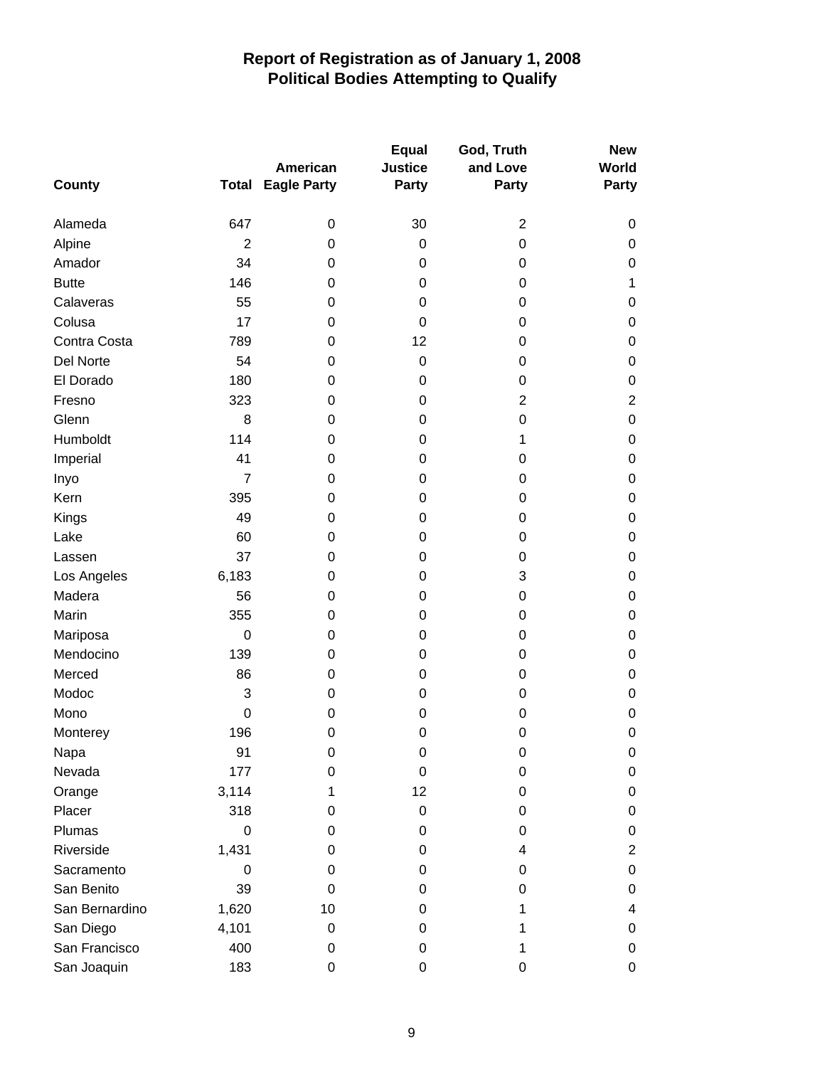# Report of Registration as of January 1, 2008
## Political Bodies Attempting to Qualify

| County | Total | American Eagle Party | Equal Justice Party | God, Truth and Love Party | New World Party |
|---|---|---|---|---|---|
| Alameda | 647 | 0 | 30 | 2 | 0 |
| Alpine | 2 | 0 | 0 | 0 | 0 |
| Amador | 34 | 0 | 0 | 0 | 0 |
| Butte | 146 | 0 | 0 | 0 | 1 |
| Calaveras | 55 | 0 | 0 | 0 | 0 |
| Colusa | 17 | 0 | 0 | 0 | 0 |
| Contra Costa | 789 | 0 | 12 | 0 | 0 |
| Del Norte | 54 | 0 | 0 | 0 | 0 |
| El Dorado | 180 | 0 | 0 | 0 | 0 |
| Fresno | 323 | 0 | 0 | 2 | 2 |
| Glenn | 8 | 0 | 0 | 0 | 0 |
| Humboldt | 114 | 0 | 0 | 1 | 0 |
| Imperial | 41 | 0 | 0 | 0 | 0 |
| Inyo | 7 | 0 | 0 | 0 | 0 |
| Kern | 395 | 0 | 0 | 0 | 0 |
| Kings | 49 | 0 | 0 | 0 | 0 |
| Lake | 60 | 0 | 0 | 0 | 0 |
| Lassen | 37 | 0 | 0 | 0 | 0 |
| Los Angeles | 6,183 | 0 | 0 | 3 | 0 |
| Madera | 56 | 0 | 0 | 0 | 0 |
| Marin | 355 | 0 | 0 | 0 | 0 |
| Mariposa | 0 | 0 | 0 | 0 | 0 |
| Mendocino | 139 | 0 | 0 | 0 | 0 |
| Merced | 86 | 0 | 0 | 0 | 0 |
| Modoc | 3 | 0 | 0 | 0 | 0 |
| Mono | 0 | 0 | 0 | 0 | 0 |
| Monterey | 196 | 0 | 0 | 0 | 0 |
| Napa | 91 | 0 | 0 | 0 | 0 |
| Nevada | 177 | 0 | 0 | 0 | 0 |
| Orange | 3,114 | 1 | 12 | 0 | 0 |
| Placer | 318 | 0 | 0 | 0 | 0 |
| Plumas | 0 | 0 | 0 | 0 | 0 |
| Riverside | 1,431 | 0 | 0 | 4 | 2 |
| Sacramento | 0 | 0 | 0 | 0 | 0 |
| San Benito | 39 | 0 | 0 | 0 | 0 |
| San Bernardino | 1,620 | 10 | 0 | 1 | 4 |
| San Diego | 4,101 | 0 | 0 | 1 | 0 |
| San Francisco | 400 | 0 | 0 | 1 | 0 |
| San Joaquin | 183 | 0 | 0 | 0 | 0 |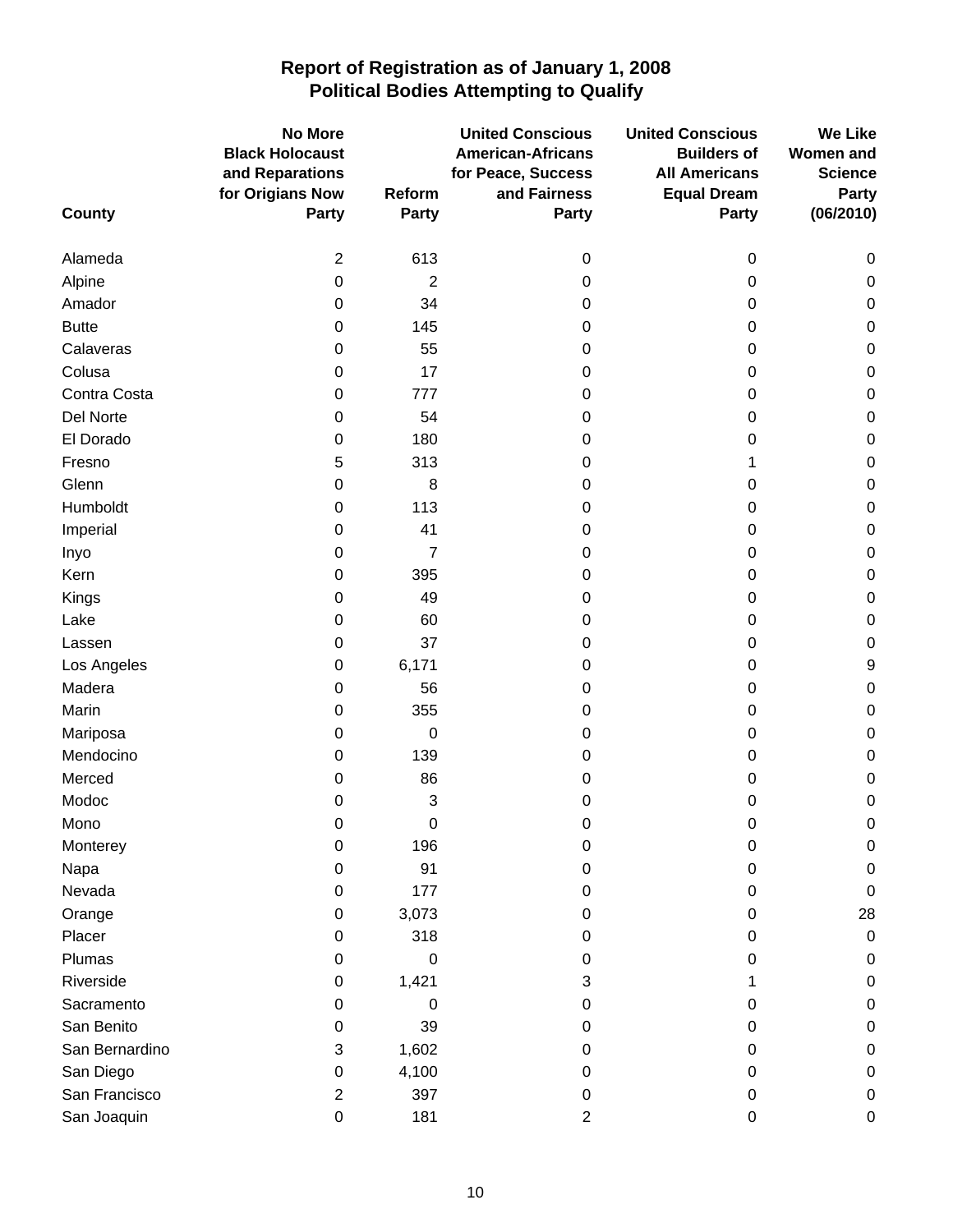# Report of Registration as of January 1, 2008
## Political Bodies Attempting to Qualify

| County | No More Black Holocaust and Reparations for Origians Now Party | Reform Party | United Conscious American-Africans for Peace, Success and Fairness Party | United Conscious Builders of All Americans Equal Dream Party | We Like Women and Science Party (06/2010) |
|---|---|---|---|---|---|
| Alameda | 2 | 613 | 0 | 0 | 0 |
| Alpine | 0 | 2 | 0 | 0 | 0 |
| Amador | 0 | 34 | 0 | 0 | 0 |
| Butte | 0 | 145 | 0 | 0 | 0 |
| Calaveras | 0 | 55 | 0 | 0 | 0 |
| Colusa | 0 | 17 | 0 | 0 | 0 |
| Contra Costa | 0 | 777 | 0 | 0 | 0 |
| Del Norte | 0 | 54 | 0 | 0 | 0 |
| El Dorado | 0 | 180 | 0 | 0 | 0 |
| Fresno | 5 | 313 | 0 | 1 | 0 |
| Glenn | 0 | 8 | 0 | 0 | 0 |
| Humboldt | 0 | 113 | 0 | 0 | 0 |
| Imperial | 0 | 41 | 0 | 0 | 0 |
| Inyo | 0 | 7 | 0 | 0 | 0 |
| Kern | 0 | 395 | 0 | 0 | 0 |
| Kings | 0 | 49 | 0 | 0 | 0 |
| Lake | 0 | 60 | 0 | 0 | 0 |
| Lassen | 0 | 37 | 0 | 0 | 0 |
| Los Angeles | 0 | 6,171 | 0 | 0 | 9 |
| Madera | 0 | 56 | 0 | 0 | 0 |
| Marin | 0 | 355 | 0 | 0 | 0 |
| Mariposa | 0 | 0 | 0 | 0 | 0 |
| Mendocino | 0 | 139 | 0 | 0 | 0 |
| Merced | 0 | 86 | 0 | 0 | 0 |
| Modoc | 0 | 3 | 0 | 0 | 0 |
| Mono | 0 | 0 | 0 | 0 | 0 |
| Monterey | 0 | 196 | 0 | 0 | 0 |
| Napa | 0 | 91 | 0 | 0 | 0 |
| Nevada | 0 | 177 | 0 | 0 | 0 |
| Orange | 0 | 3,073 | 0 | 0 | 28 |
| Placer | 0 | 318 | 0 | 0 | 0 |
| Plumas | 0 | 0 | 0 | 0 | 0 |
| Riverside | 0 | 1,421 | 3 | 1 | 0 |
| Sacramento | 0 | 0 | 0 | 0 | 0 |
| San Benito | 0 | 39 | 0 | 0 | 0 |
| San Bernardino | 3 | 1,602 | 0 | 0 | 0 |
| San Diego | 0 | 4,100 | 0 | 0 | 0 |
| San Francisco | 2 | 397 | 0 | 0 | 0 |
| San Joaquin | 0 | 181 | 2 | 0 | 0 |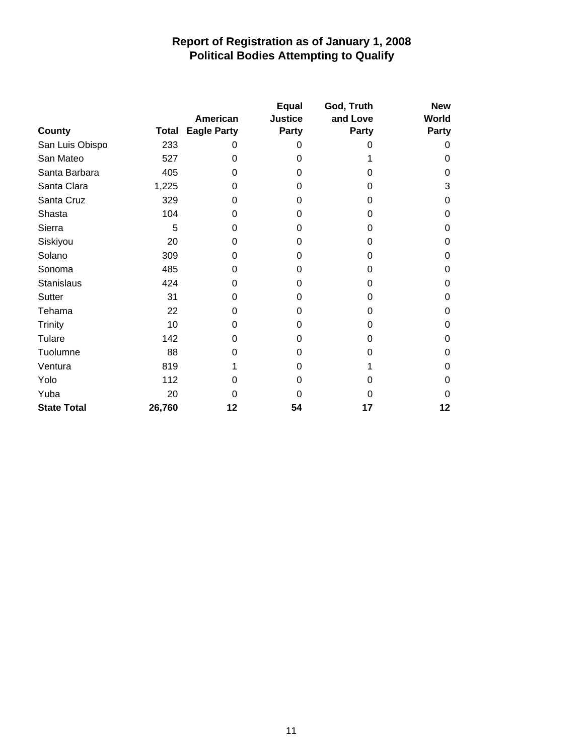# Report of Registration as of January 1, 2008
## Political Bodies Attempting to Qualify

| County | Total | American Eagle Party | Equal Justice Party | God, Truth and Love Party | New World Party |
|---|---|---|---|---|---|
| San Luis Obispo | 233 | 0 | 0 | 0 | 0 |
| San Mateo | 527 | 0 | 0 | 1 | 0 |
| Santa Barbara | 405 | 0 | 0 | 0 | 0 |
| Santa Clara | 1,225 | 0 | 0 | 0 | 3 |
| Santa Cruz | 329 | 0 | 0 | 0 | 0 |
| Shasta | 104 | 0 | 0 | 0 | 0 |
| Sierra | 5 | 0 | 0 | 0 | 0 |
| Siskiyou | 20 | 0 | 0 | 0 | 0 |
| Solano | 309 | 0 | 0 | 0 | 0 |
| Sonoma | 485 | 0 | 0 | 0 | 0 |
| Stanislaus | 424 | 0 | 0 | 0 | 0 |
| Sutter | 31 | 0 | 0 | 0 | 0 |
| Tehama | 22 | 0 | 0 | 0 | 0 |
| Trinity | 10 | 0 | 0 | 0 | 0 |
| Tulare | 142 | 0 | 0 | 0 | 0 |
| Tuolumne | 88 | 0 | 0 | 0 | 0 |
| Ventura | 819 | 1 | 0 | 1 | 0 |
| Yolo | 112 | 0 | 0 | 0 | 0 |
| Yuba | 20 | 0 | 0 | 0 | 0 |
| **State Total** | **26,760** | **12** | **54** | **17** | **12** |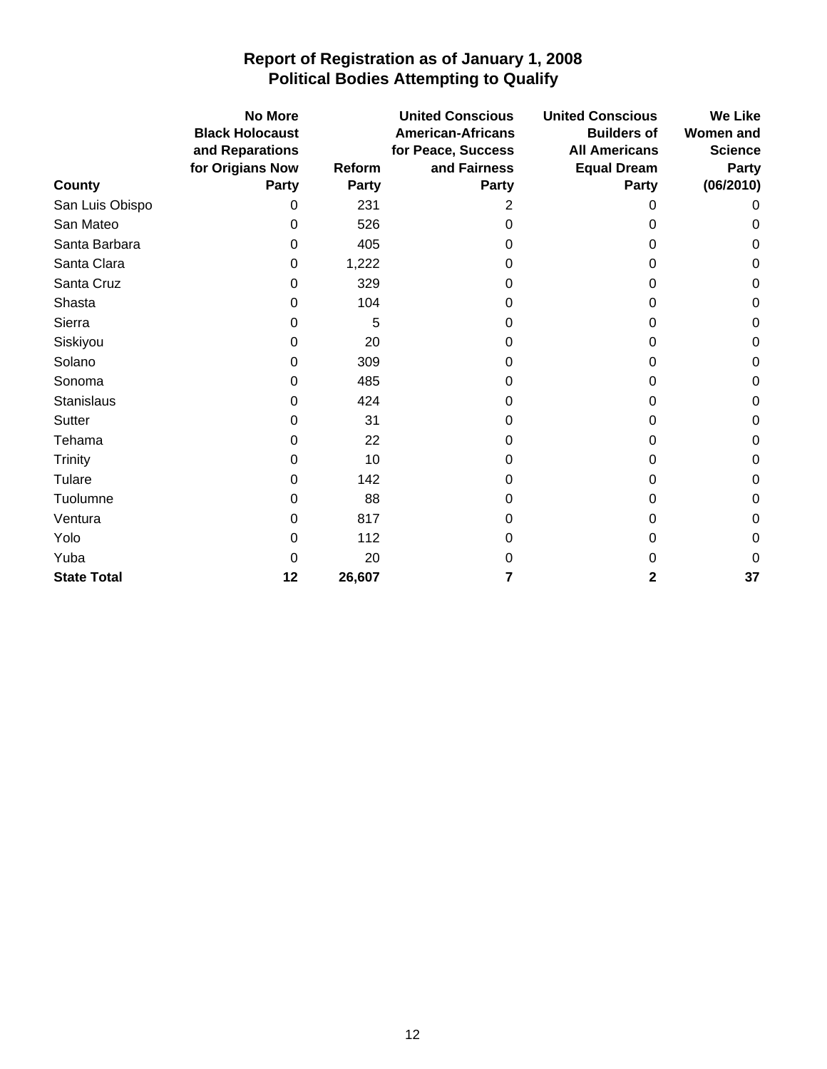# Report of Registration as of January 1, 2008
## Political Bodies Attempting to Qualify

| County | No More Black Holocaust and Reparations for Origians Now Party | Reform Party | United Conscious American-Africans for Peace, Success and Fairness Party | United Conscious Builders of All Americans Equal Dream Party | We Like Women and Science Party (06/2010) |
|---|---|---|---|---|---|
| San Luis Obispo | 0 | 231 | 2 | 0 | 0 |
| San Mateo | 0 | 526 | 0 | 0 | 0 |
| Santa Barbara | 0 | 405 | 0 | 0 | 0 |
| Santa Clara | 0 | 1,222 | 0 | 0 | 0 |
| Santa Cruz | 0 | 329 | 0 | 0 | 0 |
| Shasta | 0 | 104 | 0 | 0 | 0 |
| Sierra | 0 | 5 | 0 | 0 | 0 |
| Siskiyou | 0 | 20 | 0 | 0 | 0 |
| Solano | 0 | 309 | 0 | 0 | 0 |
| Sonoma | 0 | 485 | 0 | 0 | 0 |
| Stanislaus | 0 | 424 | 0 | 0 | 0 |
| Sutter | 0 | 31 | 0 | 0 | 0 |
| Tehama | 0 | 22 | 0 | 0 | 0 |
| Trinity | 0 | 10 | 0 | 0 | 0 |
| Tulare | 0 | 142 | 0 | 0 | 0 |
| Tuolumne | 0 | 88 | 0 | 0 | 0 |
| Ventura | 0 | 817 | 0 | 0 | 0 |
| Yolo | 0 | 112 | 0 | 0 | 0 |
| Yuba | 0 | 20 | 0 | 0 | 0 |
| **State Total** | **12** | **26,607** | **7** | **2** | **37** |